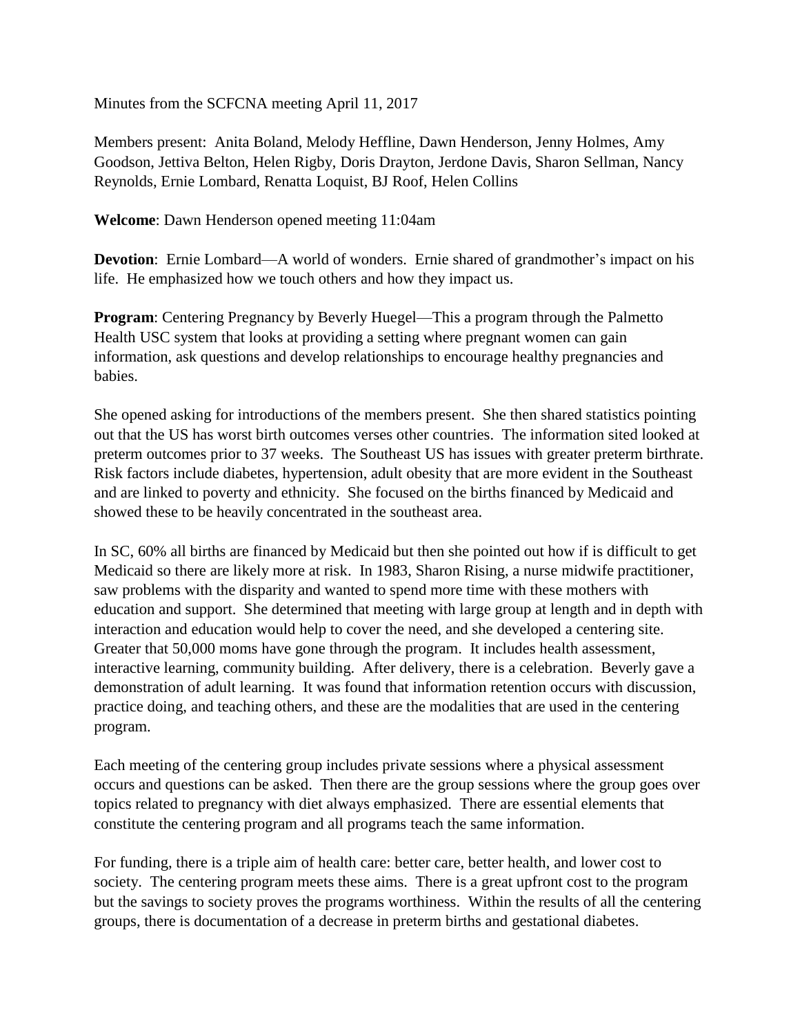Minutes from the SCFCNA meeting April 11, 2017

Members present: Anita Boland, Melody Heffline, Dawn Henderson, Jenny Holmes, Amy Goodson, Jettiva Belton, Helen Rigby, Doris Drayton, Jerdone Davis, Sharon Sellman, Nancy Reynolds, Ernie Lombard, Renatta Loquist, BJ Roof, Helen Collins

**Welcome**: Dawn Henderson opened meeting 11:04am

**Devotion**: Ernie Lombard—A world of wonders. Ernie shared of grandmother's impact on his life. He emphasized how we touch others and how they impact us.

**Program**: Centering Pregnancy by Beverly Huegel—This a program through the Palmetto Health USC system that looks at providing a setting where pregnant women can gain information, ask questions and develop relationships to encourage healthy pregnancies and babies.

She opened asking for introductions of the members present. She then shared statistics pointing out that the US has worst birth outcomes verses other countries. The information sited looked at preterm outcomes prior to 37 weeks. The Southeast US has issues with greater preterm birthrate. Risk factors include diabetes, hypertension, adult obesity that are more evident in the Southeast and are linked to poverty and ethnicity. She focused on the births financed by Medicaid and showed these to be heavily concentrated in the southeast area.

In SC, 60% all births are financed by Medicaid but then she pointed out how if is difficult to get Medicaid so there are likely more at risk. In 1983, Sharon Rising, a nurse midwife practitioner, saw problems with the disparity and wanted to spend more time with these mothers with education and support. She determined that meeting with large group at length and in depth with interaction and education would help to cover the need, and she developed a centering site. Greater that 50,000 moms have gone through the program. It includes health assessment, interactive learning, community building. After delivery, there is a celebration. Beverly gave a demonstration of adult learning. It was found that information retention occurs with discussion, practice doing, and teaching others, and these are the modalities that are used in the centering program.

Each meeting of the centering group includes private sessions where a physical assessment occurs and questions can be asked. Then there are the group sessions where the group goes over topics related to pregnancy with diet always emphasized. There are essential elements that constitute the centering program and all programs teach the same information.

For funding, there is a triple aim of health care: better care, better health, and lower cost to society. The centering program meets these aims. There is a great upfront cost to the program but the savings to society proves the programs worthiness. Within the results of all the centering groups, there is documentation of a decrease in preterm births and gestational diabetes.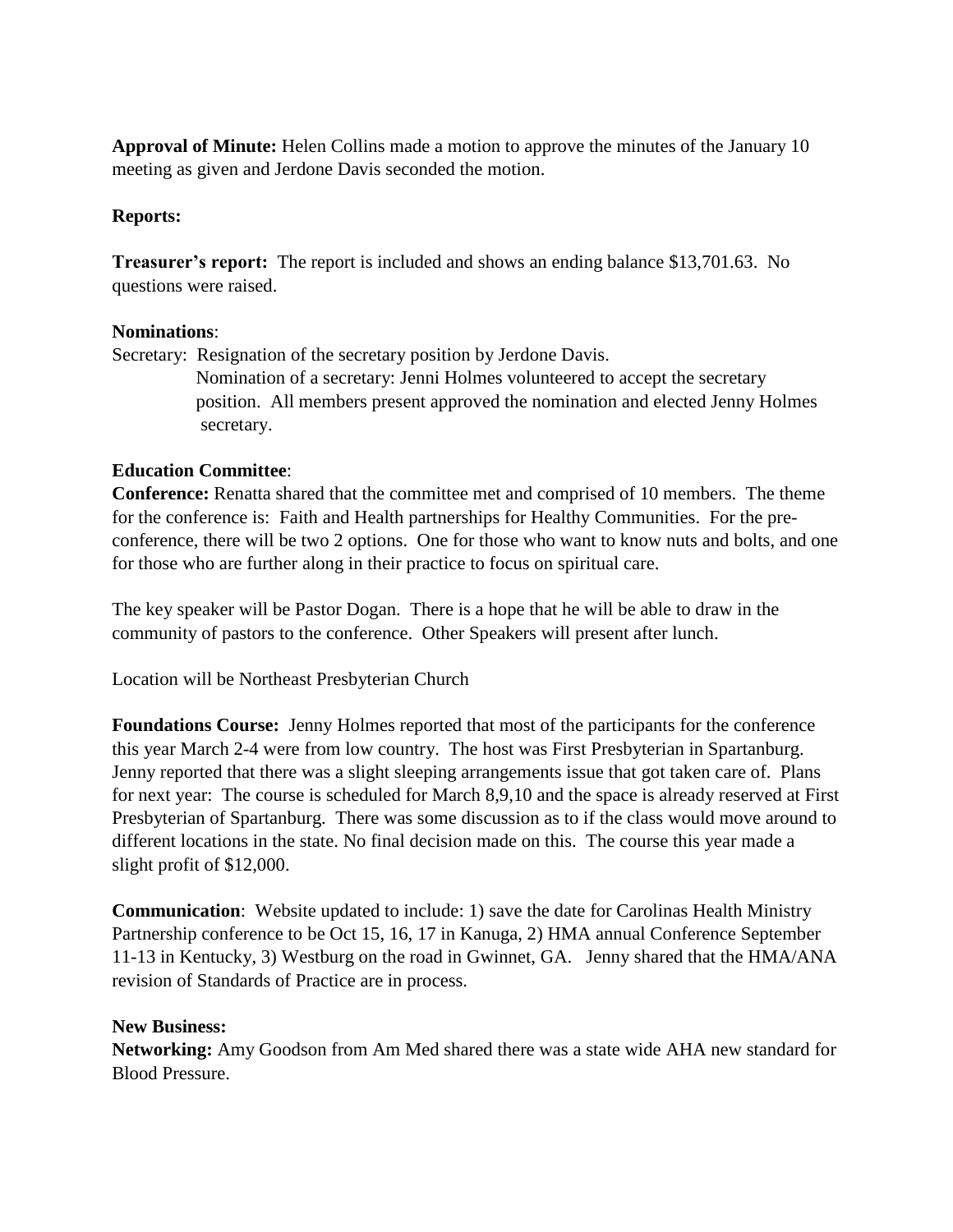**Approval of Minute:** Helen Collins made a motion to approve the minutes of the January 10 meeting as given and Jerdone Davis seconded the motion.

**Reports:**

**Treasurer's report:** The report is included and shows an ending balance $13,701.63. No questions were raised.

**Nominations**:

Secretary: Resignation of the secretary position by Jerdone Davis.
Nomination of a secretary: Jenni Holmes volunteered to accept the secretary position. All members present approved the nomination and elected Jenny Holmes secretary.

**Education Committee**:

**Conference:** Renatta shared that the committee met and comprised of 10 members. The theme for the conference is: Faith and Health partnerships for Healthy Communities. For the pre-conference, there will be two 2 options. One for those who want to know nuts and bolts, and one for those who are further along in their practice to focus on spiritual care.

The key speaker will be Pastor Dogan. There is a hope that he will be able to draw in the community of pastors to the conference. Other Speakers will present after lunch.

Location will be Northeast Presbyterian Church

**Foundations Course:** Jenny Holmes reported that most of the participants for the conference this year March 2-4 were from low country. The host was First Presbyterian in Spartanburg. Jenny reported that there was a slight sleeping arrangements issue that got taken care of. Plans for next year: The course is scheduled for March 8,9,10 and the space is already reserved at First Presbyterian of Spartanburg. There was some discussion as to if the class would move around to different locations in the state. No final decision made on this. The course this year made a slight profit of $12,000.

**Communication**: Website updated to include: 1) save the date for Carolinas Health Ministry Partnership conference to be Oct 15, 16, 17 in Kanuga, 2) HMA annual Conference September 11-13 in Kentucky, 3) Westburg on the road in Gwinnet, GA. Jenny shared that the HMA/ANA revision of Standards of Practice are in process.

**New Business:**

**Networking:** Amy Goodson from Am Med shared there was a state wide AHA new standard for Blood Pressure.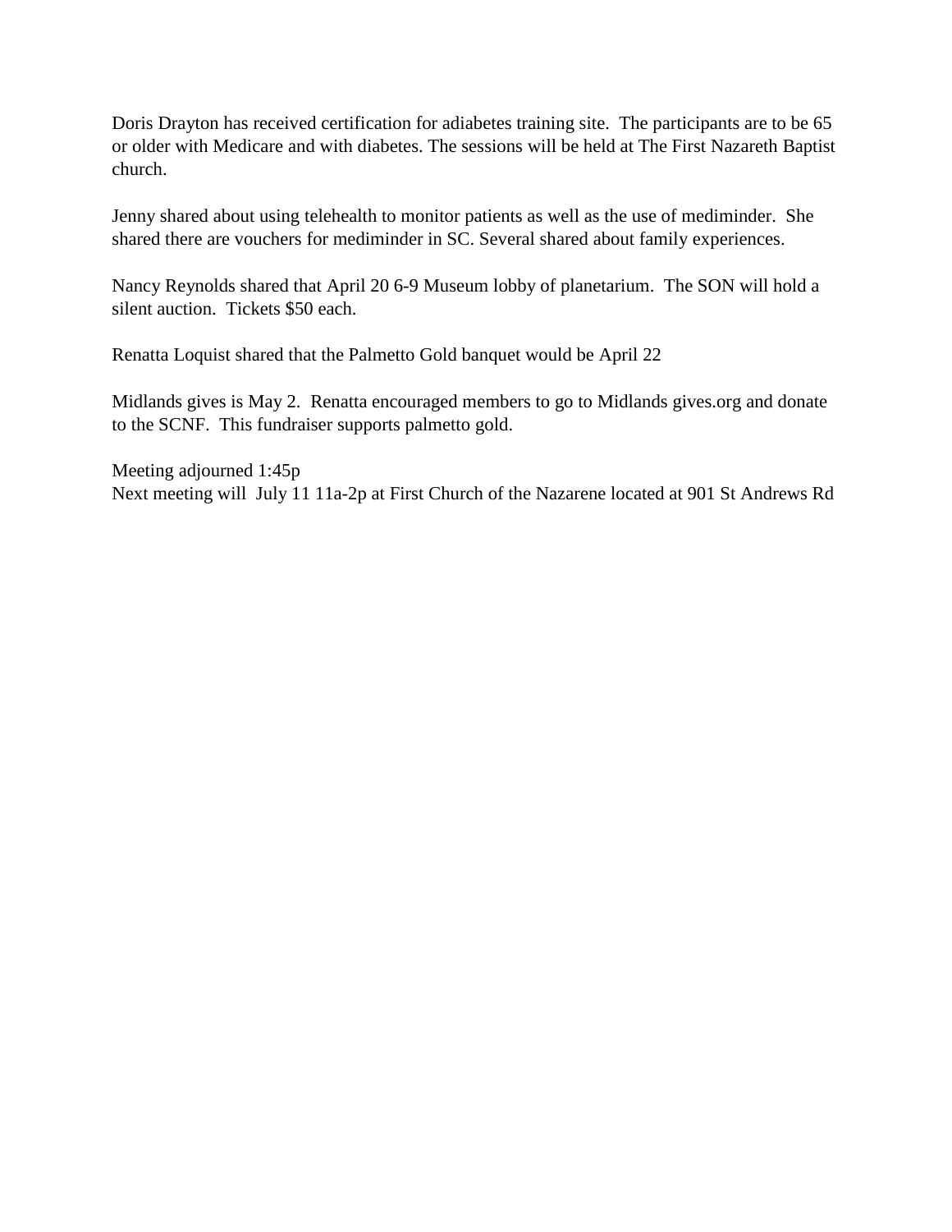Doris Drayton has received certification for adiabetes training site. The participants are to be 65 or older with Medicare and with diabetes. The sessions will be held at The First Nazareth Baptist church.

Jenny shared about using telehealth to monitor patients as well as the use of mediminder. She shared there are vouchers for mediminder in SC. Several shared about family experiences.

Nancy Reynolds shared that April 20 6-9 Museum lobby of planetarium. The SON will hold a silent auction. Tickets $50 each.

Renatta Loquist shared that the Palmetto Gold banquet would be April 22

Midlands gives is May 2. Renatta encouraged members to go to Midlands gives.org and donate to the SCNF. This fundraiser supports palmetto gold.

Meeting adjourned 1:45p
Next meeting will July 11 11a-2p at First Church of the Nazarene located at 901 St Andrews Rd